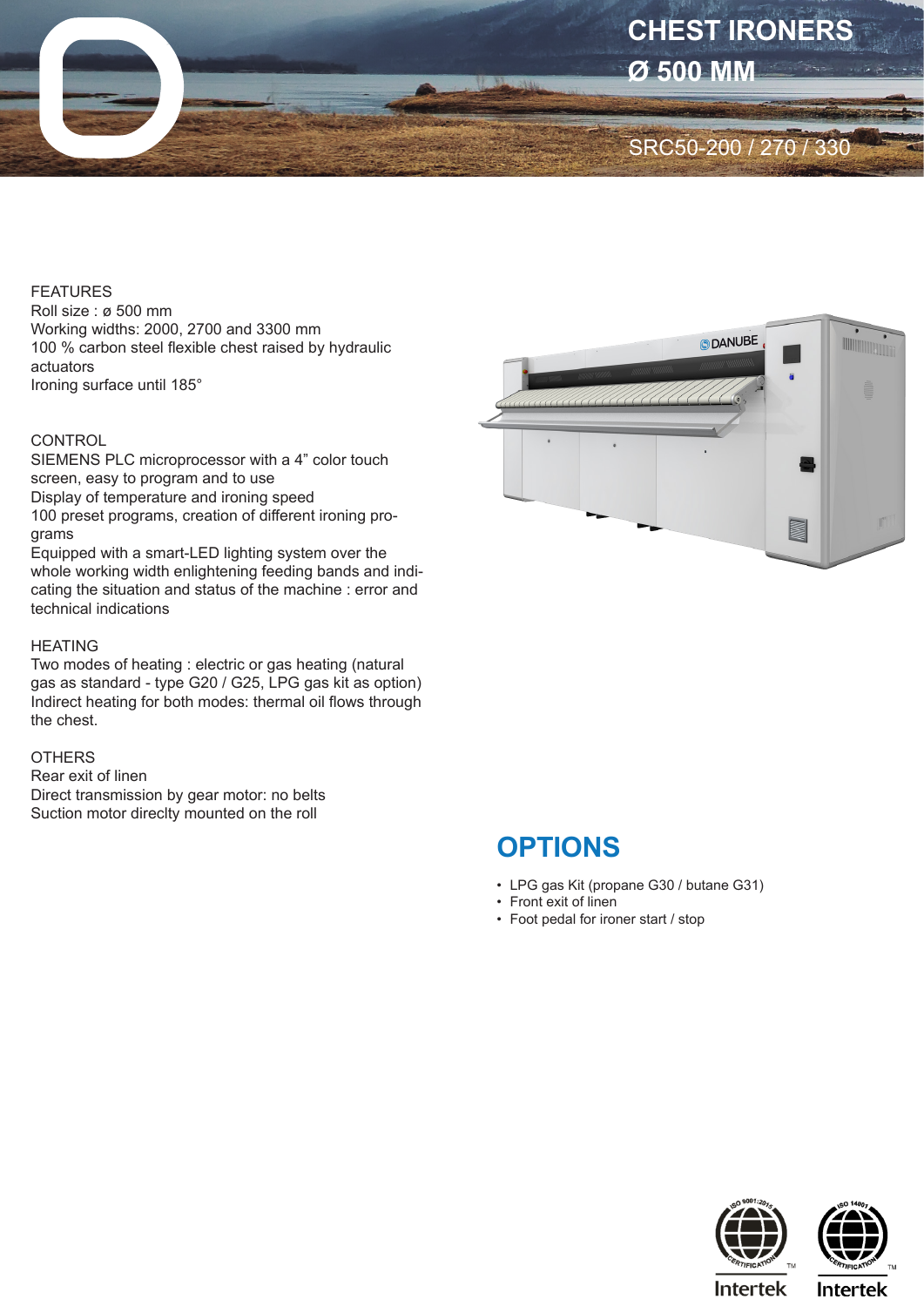# CHEST IRONERS Ø 500 MM

SRC50-200 / 270 / 330

FEATURES
Roll size : ø 500 mm
Working widths: 2000, 2700 and 3300 mm
100 % carbon steel flexible chest raised by hydraulic actuators
Ironing surface until 185°

CONTROL
SIEMENS PLC microprocessor with a 4" color touch screen, easy to program and to use
Display of temperature and ironing speed
100 preset programs, creation of different ironing programs
Equipped with a smart-LED lighting system over the whole working width enlightening feeding bands and indicating the situation and status of the machine : error and technical indications

HEATING
Two modes of heating : electric or gas heating (natural gas as standard - type G20 / G25, LPG gas kit as option)
Indirect heating for both modes: thermal oil flows through the chest.

OTHERS
Rear exit of linen
Direct transmission by gear motor: no belts
Suction motor direclty mounted on the roll

## OPTIONS

- LPG gas Kit (propane G30 / butane G31)
- Front exit of linen
- Foot pedal for ironer start / stop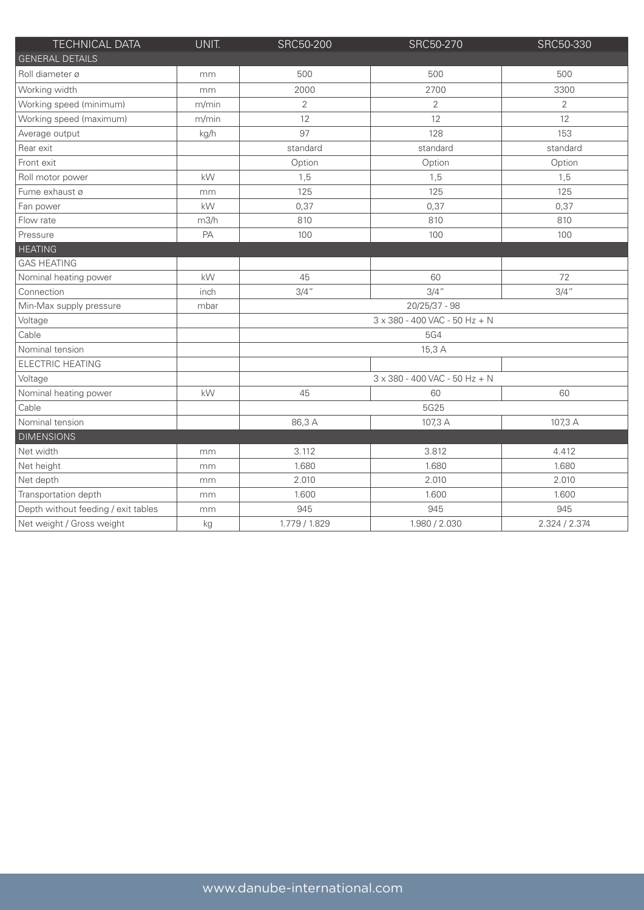| TECHNICAL DATA | UNIT. | SRC50-200 | SRC50-270 | SRC50-330 |
|---|---|---|---|---|
| GENERAL DETAILS | | | | |
| Roll diameter ø | mm | 500 | 500 | 500 |
| Working width | mm | 2000 | 2700 | 3300 |
| Working speed (minimum) | m/min | 2 | 2 | 2 |
| Working speed (maximum) | m/min | 12 | 12 | 12 |
| Average output | kg/h | 97 | 128 | 153 |
| Rear exit | | standard | standard | standard |
| Front exit | | Option | Option | Option |
| Roll motor power | kW | 1,5 | 1,5 | 1,5 |
| Fume exhaust ø | mm | 125 | 125 | 125 |
| Fan power | kW | 0,37 | 0,37 | 0,37 |
| Flow rate | m3/h | 810 | 810 | 810 |
| Pressure | PA | 100 | 100 | 100 |
| HEATING | | | | |
| GAS HEATING | | | | |
| Nominal heating power | kW | 45 | 60 | 72 |
| Connection | inch | 3/4" | 3/4" | 3/4" |
| Min-Max supply pressure | mbar | 20/25/37 - 98 | | |
| Voltage | | 3 x 380 - 400 VAC - 50 Hz + N | | |
| Cable | | 5G4 | | |
| Nominal tension | | 15,3 A | | |
| ELECTRIC HEATING | | | | |
| Voltage | | 3 x 380 - 400 VAC - 50 Hz + N | | |
| Nominal heating power | kW | 45 | 60 | 60 |
| Cable | | 5G25 | | |
| Nominal tension | | 86,3 A | 107,3 A | 107,3 A |
| DIMENSIONS | | | | |
| Net width | mm | 3.112 | 3.812 | 4.412 |
| Net height | mm | 1.680 | 1.680 | 1.680 |
| Net depth | mm | 2.010 | 2.010 | 2.010 |
| Transportation depth | mm | 1.600 | 1.600 | 1.600 |
| Depth without feeding / exit tables | mm | 945 | 945 | 945 |
| Net weight / Gross weight | kg | 1.779 / 1.829 | 1.980 / 2.030 | 2.324 / 2.374 |

www.danube-international.com